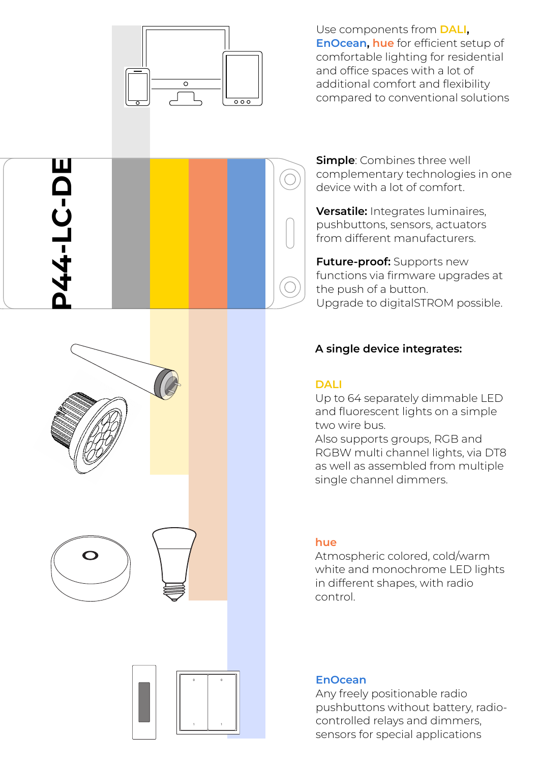Use components from DALI, EnOcean, hue for efficient setup of comfortable lighting for residential and office spaces with a lot of additional comfort and flexibility compared to conventional solutions

**P44-LC-DE**

**Simple**: Combines three well complementary technologies in one device with a lot of comfort.

**Versatile:** Integrates luminaires, pushbuttons, sensors, actuators from different manufacturers.

**Future-proof:** Supports new functions via firmware upgrades at the push of a button.
Upgrade to digitalSTROM possible.

**A single device integrates:**

### DALI

Up to 64 separately dimmable LED and fluorescent lights on a simple two wire bus.
Also supports groups, RGB and RGBW multi channel lights, via DT8 as well as assembled from multiple single channel dimmers.

### hue

Atmospheric colored, cold/warm white and monochrome LED lights in different shapes, with radio control.

### EnOcean

Any freely positionable radio pushbuttons without battery, radio-controlled relays and dimmers, sensors for special applications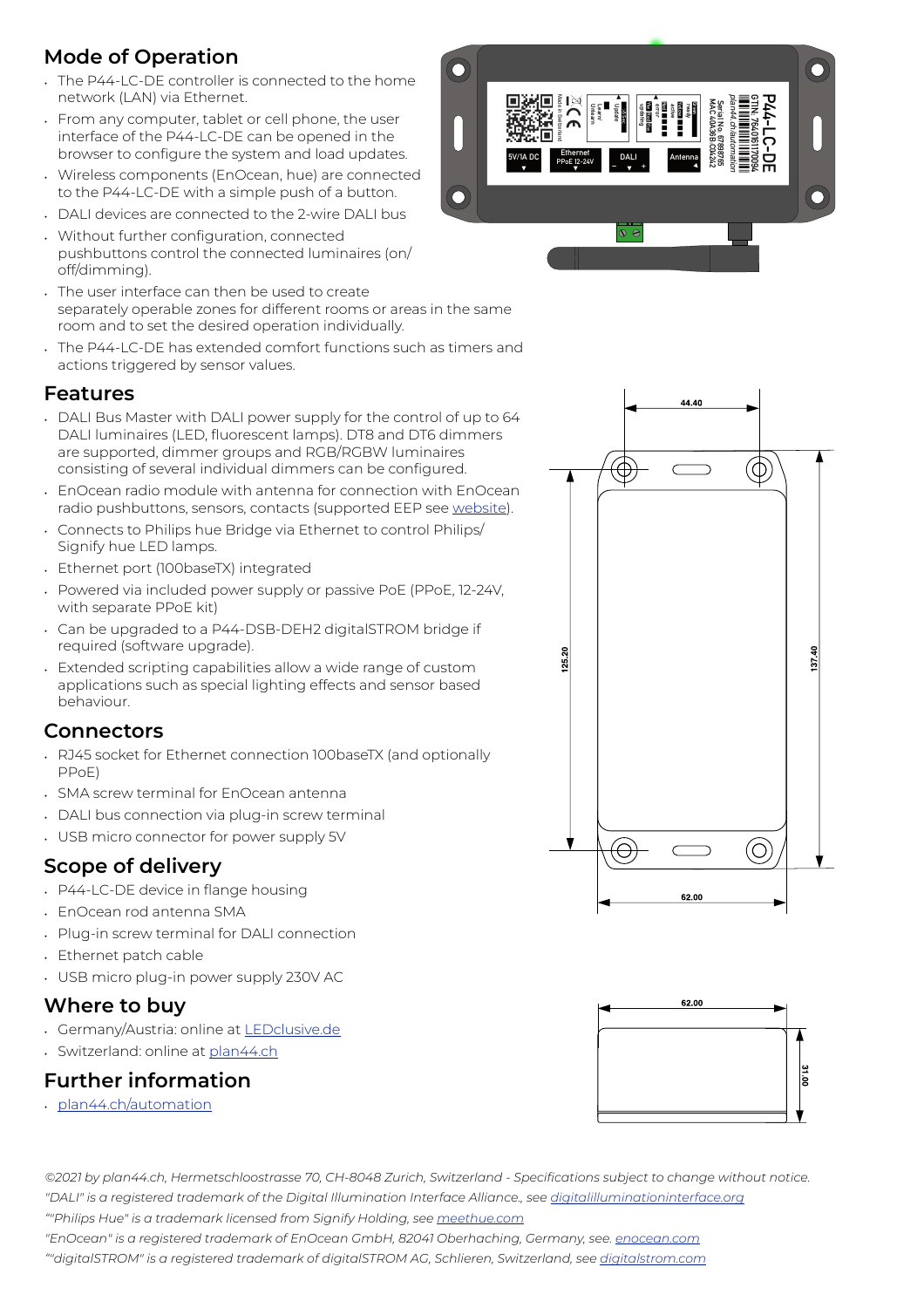## Mode of Operation

- The P44-LC-DE controller is connected to the home network (LAN) via Ethernet.
- From any computer, tablet or cell phone, the user interface of the P44-LC-DE can be opened in the browser to configure the system and load updates.
- Wireless components (EnOcean, hue) are connected to the P44-LC-DE with a simple push of a button.
- DALI devices are connected to the 2-wire DALI bus
- Without further configuration, connected pushbuttons control the connected luminaires (on/off/dimming).
- The user interface can then be used to create separately operable zones for different rooms or areas in the same room and to set the desired operation individually.
- The P44-LC-DE has extended comfort functions such as timers and actions triggered by sensor values.

## Features

- DALI Bus Master with DALI power supply for the control of up to 64 DALI luminaires (LED, fluorescent lamps). DT8 and DT6 dimmers are supported, dimmer groups and RGB/RGBW luminaires consisting of several individual dimmers can be configured.
- EnOcean radio module with antenna for connection with EnOcean radio pushbuttons, sensors, contacts (supported EEP see [website](website)).
- Connects to Philips hue Bridge via Ethernet to control Philips/Signify hue LED lamps.
- Ethernet port (100baseTX) integrated
- Powered via included power supply or passive PoE (PPoE, 12-24V, with separate PPoE kit)
- Can be upgraded to a P44-DSB-DEH2 digitalSTROM bridge if required (software upgrade).
- Extended scripting capabilities allow a wide range of custom applications such as special lighting effects and sensor based behaviour.

## Connectors

- RJ45 socket for Ethernet connection 100baseTX (and optionally PPoE)
- SMA screw terminal for EnOcean antenna
- DALI bus connection via plug-in screw terminal
- USB micro connector for power supply 5V

## Scope of delivery

- P44-LC-DE device in flange housing
- EnOcean rod antenna SMA
- Plug-in screw terminal for DALI connection
- Ethernet patch cable
- USB micro plug-in power supply 230V AC

## Where to buy

- Germany/Austria: online at [LEDclusive.de](LEDclusive.de)
- Switzerland: online at [plan44.ch](plan44.ch)

## Further information

- [plan44.ch/automation](plan44.ch/automation)

P44-LC-DE

5V/1A DC

Ethernet PPoE 12-24V

DALI

Antenna

44.40

125.20

137.40

62.00

62.00

31.00

*©2021 by plan44.ch, Hermetschloostrasse 70, CH-8048 Zurich, Switzerland - Specifications subject to change without notice.*

*"DALI" is a registered trademark of the Digital Illumination Interface Alliance., see [digitalilluminationinterface.org](digitalilluminationinterface.org)*

*""Philips Hue" is a trademark licensed from Signify Holding, see [meethue.com](meethue.com)*

*"EnOcean" is a registered trademark of EnOcean GmbH, 82041 Oberhaching, Germany, see. [enocean.com](enocean.com)*

*""digitalSTROM" is a registered trademark of digitalSTROM AG, Schlieren, Switzerland, see [digitalstrom.com](digitalstrom.com)*